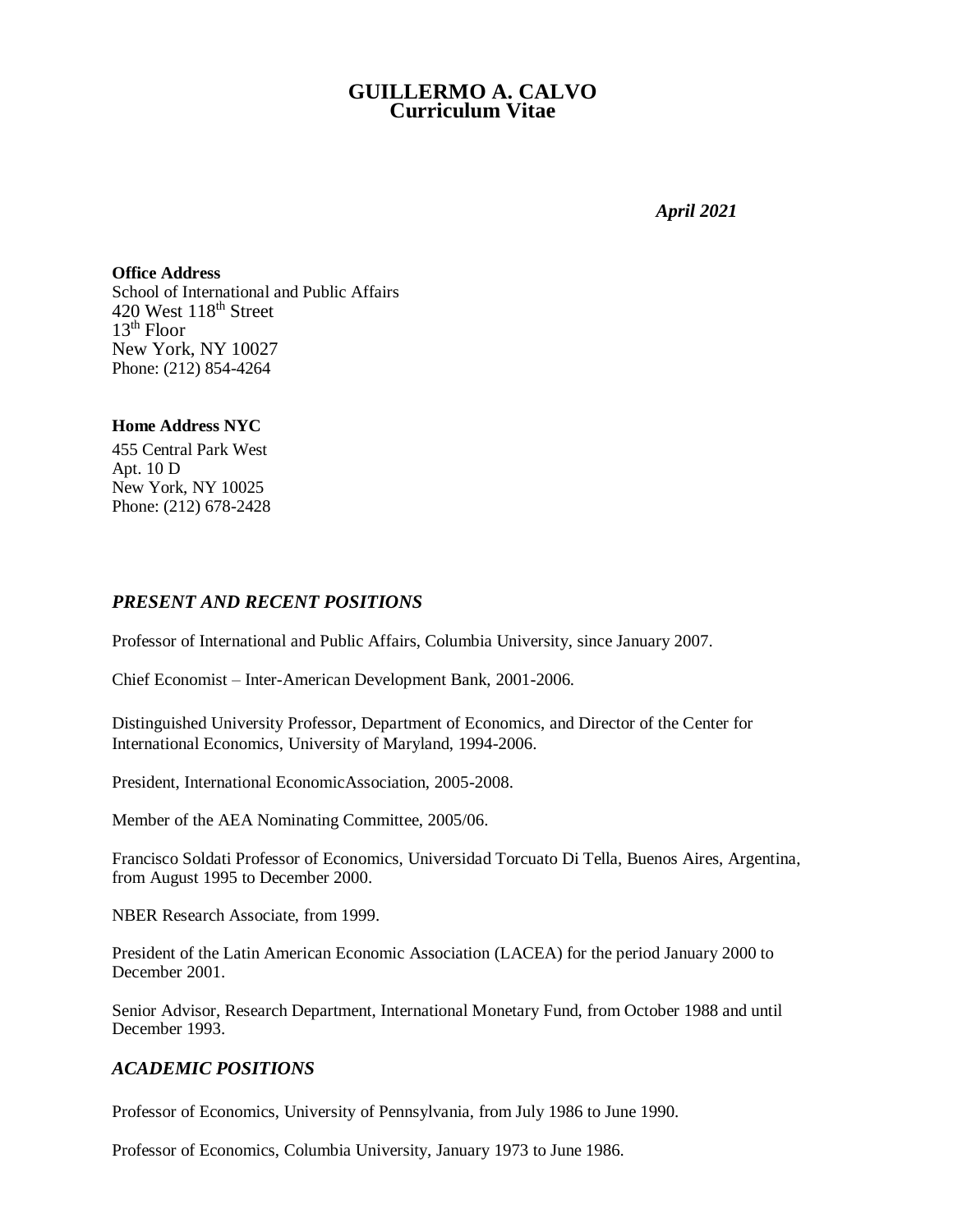# GUILLERMO A. CALVO
## Curriculum Vitae

*April 2021*

**Office Address**
School of International and Public Affairs
420 West 118th Street
13th Floor
New York, NY 10027
Phone: (212) 854-4264

**Home Address NYC**
455 Central Park West
Apt. 10 D
New York, NY 10025
Phone: (212) 678-2428

## *PRESENT AND RECENT POSITIONS*

Professor of International and Public Affairs, Columbia University, since January 2007.

Chief Economist – Inter-American Development Bank, 2001-2006.

Distinguished University Professor, Department of Economics, and Director of the Center for International Economics, University of Maryland, 1994-2006.

President, International EconomicAssociation, 2005-2008.

Member of the AEA Nominating Committee, 2005/06.

Francisco Soldati Professor of Economics, Universidad Torcuato Di Tella, Buenos Aires, Argentina, from August 1995 to December 2000.

NBER Research Associate, from 1999.

President of the Latin American Economic Association (LACEA) for the period January 2000 to December 2001.

Senior Advisor, Research Department, International Monetary Fund, from October 1988 and until December 1993.

## *ACADEMIC POSITIONS*

Professor of Economics, University of Pennsylvania, from July 1986 to June 1990.

Professor of Economics, Columbia University, January 1973 to June 1986.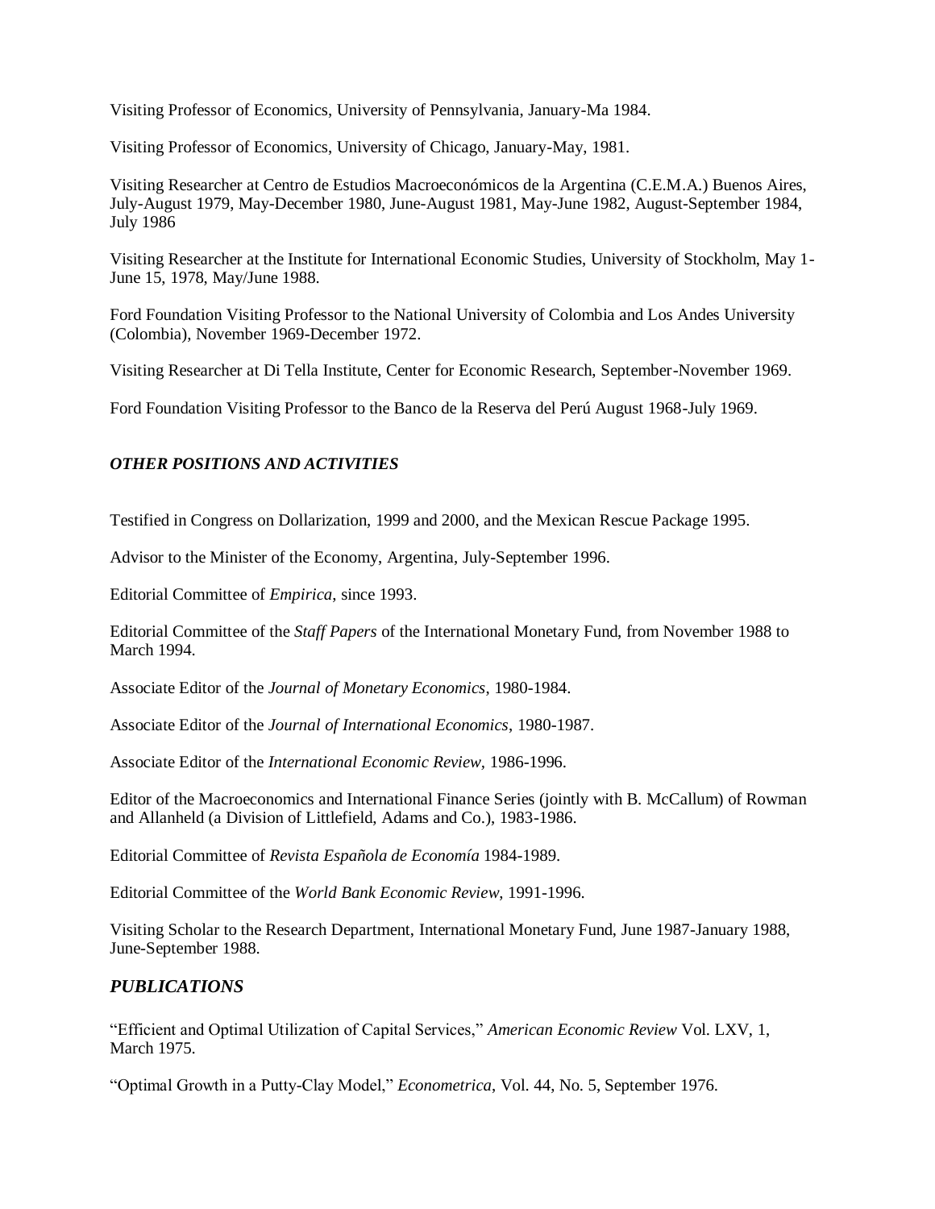Visiting Professor of Economics, University of Pennsylvania, January-Ma 1984.

Visiting Professor of Economics, University of Chicago, January-May, 1981.

Visiting Researcher at Centro de Estudios Macroeconómicos de la Argentina (C.E.M.A.) Buenos Aires, July-August 1979, May-December 1980, June-August 1981, May-June 1982, August-September 1984, July 1986

Visiting Researcher at the Institute for International Economic Studies, University of Stockholm, May 1-June 15, 1978, May/June 1988.

Ford Foundation Visiting Professor to the National University of Colombia and Los Andes University (Colombia), November 1969-December 1972.

Visiting Researcher at Di Tella Institute, Center for Economic Research, September-November 1969.

Ford Foundation Visiting Professor to the Banco de la Reserva del Perú August 1968-July 1969.

### *OTHER POSITIONS AND ACTIVITIES*

Testified in Congress on Dollarization, 1999 and 2000, and the Mexican Rescue Package 1995.

Advisor to the Minister of the Economy, Argentina, July-September 1996.

Editorial Committee of *Empirica*, since 1993.

Editorial Committee of the *Staff Papers* of the International Monetary Fund, from November 1988 to March 1994.

Associate Editor of the *Journal of Monetary Economics*, 1980-1984.

Associate Editor of the *Journal of International Economics*, 1980-1987.

Associate Editor of the *International Economic Review*, 1986-1996.

Editor of the Macroeconomics and International Finance Series (jointly with B. McCallum) of Rowman and Allanheld (a Division of Littlefield, Adams and Co.), 1983-1986.

Editorial Committee of *Revista Española de Economía* 1984-1989.

Editorial Committee of the *World Bank Economic Review*, 1991-1996.

Visiting Scholar to the Research Department, International Monetary Fund, June 1987-January 1988, June-September 1988.

## *PUBLICATIONS*

"Efficient and Optimal Utilization of Capital Services," *American Economic Review* Vol. LXV, 1, March 1975.

"Optimal Growth in a Putty-Clay Model," *Econometrica*, Vol. 44, No. 5, September 1976.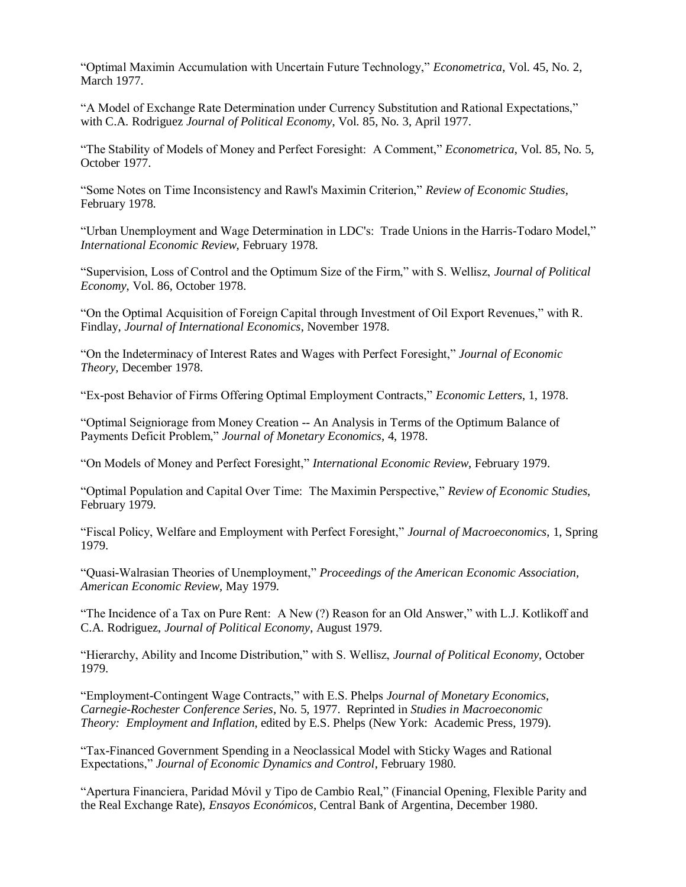“Optimal Maximin Accumulation with Uncertain Future Technology,” *Econometrica*, Vol. 45, No. 2, March 1977.

“A Model of Exchange Rate Determination under Currency Substitution and Rational Expectations,” with C.A. Rodriguez *Journal of Political Economy*, Vol. 85, No. 3, April 1977.

“The Stability of Models of Money and Perfect Foresight: A Comment,” *Econometrica*, Vol. 85, No. 5, October 1977.

“Some Notes on Time Inconsistency and Rawl's Maximin Criterion,” *Review of Economic Studies*, February 1978.

“Urban Unemployment and Wage Determination in LDC's: Trade Unions in the Harris-Todaro Model,” *International Economic Review*, February 1978.

“Supervision, Loss of Control and the Optimum Size of the Firm,” with S. Wellisz, *Journal of Political Economy*, Vol. 86, October 1978.

“On the Optimal Acquisition of Foreign Capital through Investment of Oil Export Revenues,” with R. Findlay, *Journal of International Economics*, November 1978.

“On the Indeterminacy of Interest Rates and Wages with Perfect Foresight,” *Journal of Economic Theory*, December 1978.

“Ex-post Behavior of Firms Offering Optimal Employment Contracts,” *Economic Letters*, 1, 1978.

“Optimal Seigniorage from Money Creation -- An Analysis in Terms of the Optimum Balance of Payments Deficit Problem,” *Journal of Monetary Economics*, 4, 1978.

“On Models of Money and Perfect Foresight,” *International Economic Review*, February 1979.

“Optimal Population and Capital Over Time: The Maximin Perspective,” *Review of Economic Studies*, February 1979.

“Fiscal Policy, Welfare and Employment with Perfect Foresight,” *Journal of Macroeconomics*, 1, Spring 1979.

“Quasi-Walrasian Theories of Unemployment,” *Proceedings of the American Economic Association, American Economic Review*, May 1979.

“The Incidence of a Tax on Pure Rent: A New (?) Reason for an Old Answer,” with L.J. Kotlikoff and C.A. Rodriguez, *Journal of Political Economy*, August 1979.

“Hierarchy, Ability and Income Distribution,” with S. Wellisz, *Journal of Political Economy*, October 1979.

“Employment-Contingent Wage Contracts,” with E.S. Phelps *Journal of Monetary Economics, Carnegie-Rochester Conference Series*, No. 5, 1977. Reprinted in *Studies in Macroeconomic Theory: Employment and Inflation*, edited by E.S. Phelps (New York: Academic Press, 1979).

“Tax-Financed Government Spending in a Neoclassical Model with Sticky Wages and Rational Expectations,” *Journal of Economic Dynamics and Control*, February 1980.

“Apertura Financiera, Paridad Móvil y Tipo de Cambio Real,” (Financial Opening, Flexible Parity and the Real Exchange Rate), *Ensayos Económicos*, Central Bank of Argentina, December 1980.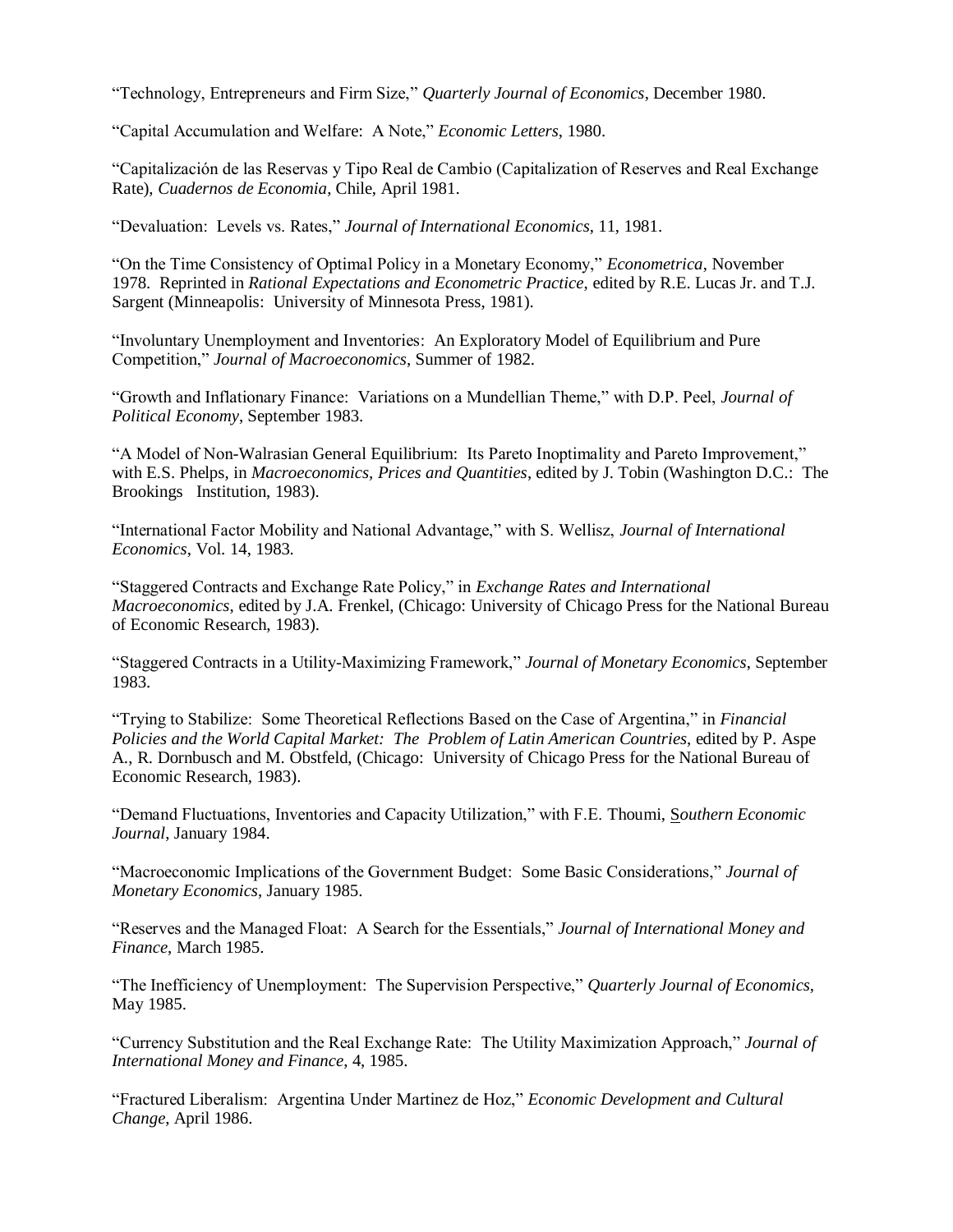"Technology, Entrepreneurs and Firm Size," *Quarterly Journal of Economics*, December 1980.

"Capital Accumulation and Welfare: A Note," *Economic Letters*, 1980.

"Capitalización de las Reservas y Tipo Real de Cambio (Capitalization of Reserves and Real Exchange Rate), *Cuadernos de Economia*, Chile, April 1981.

"Devaluation: Levels vs. Rates," *Journal of International Economics*, 11, 1981.

"On the Time Consistency of Optimal Policy in a Monetary Economy," *Econometrica*, November 1978. Reprinted in *Rational Expectations and Econometric Practice*, edited by R.E. Lucas Jr. and T.J. Sargent (Minneapolis: University of Minnesota Press, 1981).

"Involuntary Unemployment and Inventories: An Exploratory Model of Equilibrium and Pure Competition," *Journal of Macroeconomics*, Summer of 1982.

"Growth and Inflationary Finance: Variations on a Mundellian Theme," with D.P. Peel, *Journal of Political Economy*, September 1983.

"A Model of Non-Walrasian General Equilibrium: Its Pareto Inoptimality and Pareto Improvement," with E.S. Phelps, in *Macroeconomics, Prices and Quantities*, edited by J. Tobin (Washington D.C.: The Brookings Institution, 1983).

"International Factor Mobility and National Advantage," with S. Wellisz, *Journal of International Economics*, Vol. 14, 1983.

"Staggered Contracts and Exchange Rate Policy," in *Exchange Rates and International Macroeconomics*, edited by J.A. Frenkel, (Chicago: University of Chicago Press for the National Bureau of Economic Research, 1983).

"Staggered Contracts in a Utility-Maximizing Framework," *Journal of Monetary Economics*, September 1983.

"Trying to Stabilize: Some Theoretical Reflections Based on the Case of Argentina," in *Financial Policies and the World Capital Market: The Problem of Latin American Countries*, edited by P. Aspe A., R. Dornbusch and M. Obstfeld, (Chicago: University of Chicago Press for the National Bureau of Economic Research, 1983).

"Demand Fluctuations, Inventories and Capacity Utilization," with F.E. Thoumi, *Southern Economic Journal*, January 1984.

"Macroeconomic Implications of the Government Budget: Some Basic Considerations," *Journal of Monetary Economics*, January 1985.

"Reserves and the Managed Float: A Search for the Essentials," *Journal of International Money and Finance*, March 1985.

"The Inefficiency of Unemployment: The Supervision Perspective," *Quarterly Journal of Economics*, May 1985.

"Currency Substitution and the Real Exchange Rate: The Utility Maximization Approach," *Journal of International Money and Finance*, 4, 1985.

"Fractured Liberalism: Argentina Under Martinez de Hoz," *Economic Development and Cultural Change*, April 1986.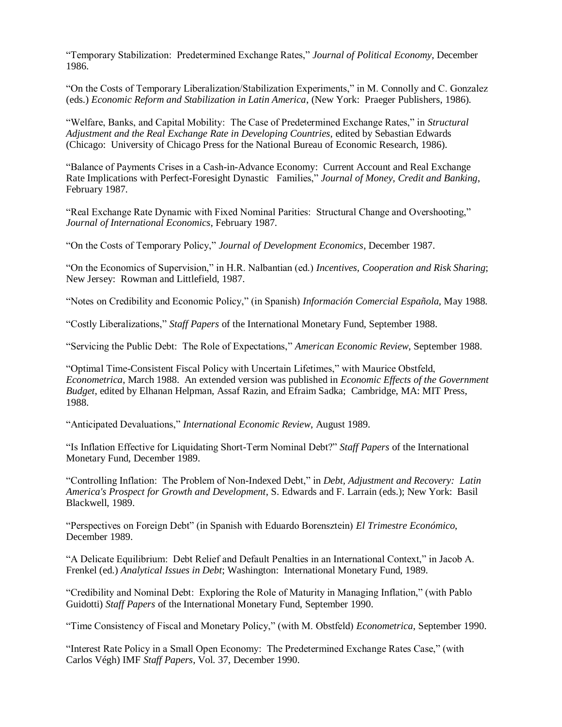"Temporary Stabilization: Predetermined Exchange Rates," *Journal of Political Economy*, December 1986.

"On the Costs of Temporary Liberalization/Stabilization Experiments," in M. Connolly and C. Gonzalez (eds.) *Economic Reform and Stabilization in Latin America*, (New York: Praeger Publishers, 1986).

"Welfare, Banks, and Capital Mobility: The Case of Predetermined Exchange Rates," in *Structural Adjustment and the Real Exchange Rate in Developing Countries*, edited by Sebastian Edwards (Chicago: University of Chicago Press for the National Bureau of Economic Research, 1986).

"Balance of Payments Crises in a Cash-in-Advance Economy: Current Account and Real Exchange Rate Implications with Perfect-Foresight Dynastic Families," *Journal of Money, Credit and Banking*, February 1987.

"Real Exchange Rate Dynamic with Fixed Nominal Parities: Structural Change and Overshooting," *Journal of International Economics*, February 1987.

"On the Costs of Temporary Policy," *Journal of Development Economics*, December 1987.

"On the Economics of Supervision," in H.R. Nalbantian (ed.) *Incentives, Cooperation and Risk Sharing*; New Jersey: Rowman and Littlefield, 1987.

"Notes on Credibility and Economic Policy," (in Spanish) *Información Comercial Española*, May 1988.

"Costly Liberalizations," *Staff Papers* of the International Monetary Fund, September 1988.

"Servicing the Public Debt: The Role of Expectations," *American Economic Review*, September 1988.

"Optimal Time-Consistent Fiscal Policy with Uncertain Lifetimes," with Maurice Obstfeld, *Econometrica*, March 1988. An extended version was published in *Economic Effects of the Government Budget*, edited by Elhanan Helpman, Assaf Razin, and Efraim Sadka; Cambridge, MA: MIT Press, 1988.

"Anticipated Devaluations," *International Economic Review*, August 1989.

"Is Inflation Effective for Liquidating Short-Term Nominal Debt?" *Staff Papers* of the International Monetary Fund, December 1989.

"Controlling Inflation: The Problem of Non-Indexed Debt," in *Debt, Adjustment and Recovery: Latin America's Prospect for Growth and Development*, S. Edwards and F. Larrain (eds.); New York: Basil Blackwell, 1989.

"Perspectives on Foreign Debt" (in Spanish with Eduardo Borensztein) *El Trimestre Económico*, December 1989.

"A Delicate Equilibrium: Debt Relief and Default Penalties in an International Context," in Jacob A. Frenkel (ed.) *Analytical Issues in Debt*; Washington: International Monetary Fund, 1989.

"Credibility and Nominal Debt: Exploring the Role of Maturity in Managing Inflation," (with Pablo Guidotti) *Staff Papers* of the International Monetary Fund, September 1990.

"Time Consistency of Fiscal and Monetary Policy," (with M. Obstfeld) *Econometrica*, September 1990.

"Interest Rate Policy in a Small Open Economy: The Predetermined Exchange Rates Case," (with Carlos Végh) IMF *Staff Papers*, Vol. 37, December 1990.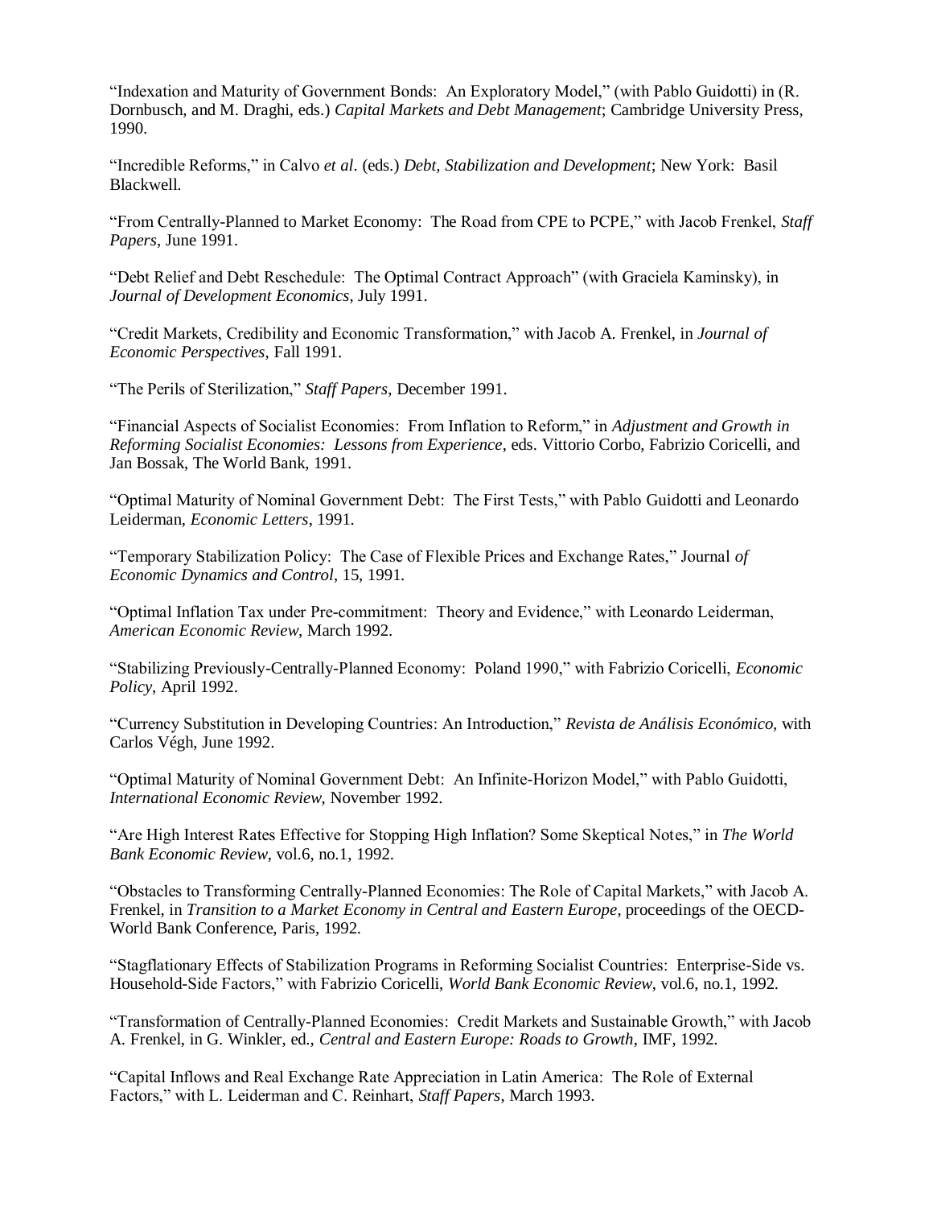"Indexation and Maturity of Government Bonds: An Exploratory Model," (with Pablo Guidotti) in (R. Dornbusch, and M. Draghi, eds.) *Capital Markets and Debt Management*; Cambridge University Press, 1990.

"Incredible Reforms," in Calvo *et al*. (eds.) *Debt, Stabilization and Development*; New York: Basil Blackwell.

"From Centrally-Planned to Market Economy: The Road from CPE to PCPE," with Jacob Frenkel, *Staff Papers*, June 1991.

"Debt Relief and Debt Reschedule: The Optimal Contract Approach" (with Graciela Kaminsky), in *Journal of Development Economics*, July 1991.

"Credit Markets, Credibility and Economic Transformation," with Jacob A. Frenkel, in *Journal of Economic Perspectives*, Fall 1991.

"The Perils of Sterilization," *Staff Papers,* December 1991.

"Financial Aspects of Socialist Economies: From Inflation to Reform," in *Adjustment and Growth in Reforming Socialist Economies: Lessons from Experience*, eds. Vittorio Corbo, Fabrizio Coricelli, and Jan Bossak, The World Bank, 1991.

"Optimal Maturity of Nominal Government Debt: The First Tests," with Pablo Guidotti and Leonardo Leiderman, *Economic Letters*, 1991.

"Temporary Stabilization Policy: The Case of Flexible Prices and Exchange Rates," Journal *of Economic Dynamics and Control*, 15, 1991.

"Optimal Inflation Tax under Pre-commitment: Theory and Evidence," with Leonardo Leiderman, *American Economic Review,* March 1992.

"Stabilizing Previously-Centrally-Planned Economy: Poland 1990," with Fabrizio Coricelli, *Economic Policy*, April 1992.

"Currency Substitution in Developing Countries: An Introduction," *Revista de Análisis Económico,* with Carlos Végh, June 1992.

"Optimal Maturity of Nominal Government Debt: An Infinite-Horizon Model," with Pablo Guidotti, *International Economic Review*, November 1992.

"Are High Interest Rates Effective for Stopping High Inflation? Some Skeptical Notes," in *The World Bank Economic Review*, vol.6, no.1, 1992.

"Obstacles to Transforming Centrally-Planned Economies: The Role of Capital Markets," with Jacob A. Frenkel, in *Transition to a Market Economy in Central and Eastern Europe*, proceedings of the OECD-World Bank Conference, Paris, 1992.

"Stagflationary Effects of Stabilization Programs in Reforming Socialist Countries: Enterprise-Side vs. Household-Side Factors," with Fabrizio Coricelli, *World Bank Economic Review*, vol.6, no.1, 1992.

"Transformation of Centrally-Planned Economies: Credit Markets and Sustainable Growth," with Jacob A. Frenkel, in G. Winkler, ed., *Central and Eastern Europe: Roads to Growth*, IMF, 1992.

"Capital Inflows and Real Exchange Rate Appreciation in Latin America: The Role of External Factors," with L. Leiderman and C. Reinhart, *Staff Papers*, March 1993.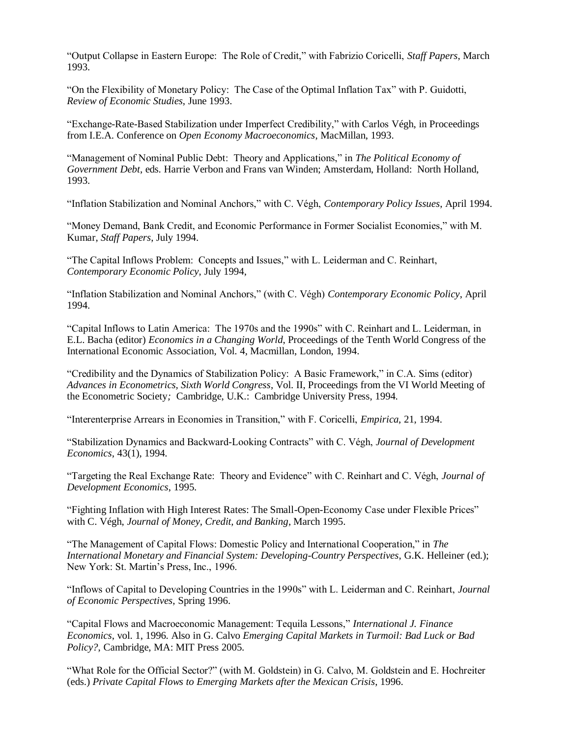"Output Collapse in Eastern Europe: The Role of Credit," with Fabrizio Coricelli, *Staff Papers*, March 1993.

"On the Flexibility of Monetary Policy: The Case of the Optimal Inflation Tax" with P. Guidotti, *Review of Economic Studies*, June 1993.

"Exchange-Rate-Based Stabilization under Imperfect Credibility," with Carlos Végh, in Proceedings from I.E.A. Conference on *Open Economy Macroeconomics*, MacMillan, 1993.

"Management of Nominal Public Debt: Theory and Applications," in *The Political Economy of Government Debt*, eds. Harrie Verbon and Frans van Winden; Amsterdam, Holland: North Holland, 1993.

"Inflation Stabilization and Nominal Anchors," with C. Végh, *Contemporary Policy Issues*, April 1994.

"Money Demand, Bank Credit, and Economic Performance in Former Socialist Economies," with M. Kumar, *Staff Papers*, July 1994.

"The Capital Inflows Problem: Concepts and Issues," with L. Leiderman and C. Reinhart, *Contemporary Economic Policy*, July 1994,

"Inflation Stabilization and Nominal Anchors," (with C. Végh) *Contemporary Economic Policy*, April 1994.

"Capital Inflows to Latin America: The 1970s and the 1990s" with C. Reinhart and L. Leiderman, in E.L. Bacha (editor) *Economics in a Changing World*, Proceedings of the Tenth World Congress of the International Economic Association, Vol. 4, Macmillan, London, 1994.

"Credibility and the Dynamics of Stabilization Policy: A Basic Framework," in C.A. Sims (editor) *Advances in Econometrics, Sixth World Congress*, Vol. II, Proceedings from the VI World Meeting of the Econometric Society*;* Cambridge, U.K.: Cambridge University Press, 1994.

"Interenterprise Arrears in Economies in Transition," with F. Coricelli, *Empirica*, 21, 1994.

"Stabilization Dynamics and Backward-Looking Contracts" with C. Végh, *Journal of Development Economics*, 43(1), 1994.

"Targeting the Real Exchange Rate: Theory and Evidence" with C. Reinhart and C. Végh, *Journal of Development Economics*, 1995.

"Fighting Inflation with High Interest Rates: The Small-Open-Economy Case under Flexible Prices" with C. Végh, *Journal of Money, Credit, and Banking*, March 1995.

"The Management of Capital Flows: Domestic Policy and International Cooperation," in *The International Monetary and Financial System: Developing-Country Perspectives*, G.K. Helleiner (ed.); New York: St. Martin's Press, Inc., 1996.

"Inflows of Capital to Developing Countries in the 1990s" with L. Leiderman and C. Reinhart, *Journal of Economic Perspectives*, Spring 1996.

"Capital Flows and Macroeconomic Management: Tequila Lessons," *International J. Finance Economics*, vol. 1, 1996. Also in G. Calvo *Emerging Capital Markets in Turmoil: Bad Luck or Bad Policy?*, Cambridge, MA: MIT Press 2005.

"What Role for the Official Sector?" (with M. Goldstein) in G. Calvo, M. Goldstein and E. Hochreiter (eds.) *Private Capital Flows to Emerging Markets after the Mexican Crisis*, 1996.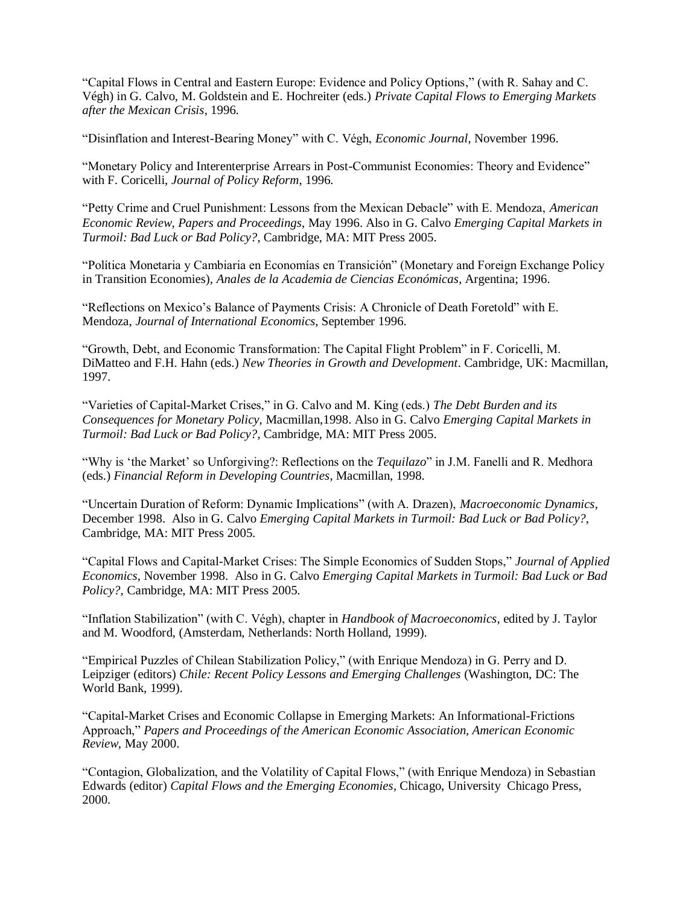"Capital Flows in Central and Eastern Europe: Evidence and Policy Options," (with R. Sahay and C. Végh) in G. Calvo, M. Goldstein and E. Hochreiter (eds.) *Private Capital Flows to Emerging Markets after the Mexican Crisis*, 1996.

"Disinflation and Interest-Bearing Money" with C. Végh, *Economic Journal*, November 1996.

"Monetary Policy and Interenterprise Arrears in Post-Communist Economies: Theory and Evidence" with F. Coricelli, *Journal of Policy Reform*, 1996.

"Petty Crime and Cruel Punishment: Lessons from the Mexican Debacle" with E. Mendoza, *American Economic Review, Papers and Proceedings*, May 1996. Also in G. Calvo *Emerging Capital Markets in Turmoil: Bad Luck or Bad Policy?*, Cambridge, MA: MIT Press 2005.

"Política Monetaria y Cambiaria en Economías en Transición" (Monetary and Foreign Exchange Policy in Transition Economies), *Anales de la Academia de Ciencias Económicas*, Argentina; 1996.

"Reflections on Mexico's Balance of Payments Crisis: A Chronicle of Death Foretold" with E. Mendoza, *Journal of International Economics*, September 1996.

"Growth, Debt, and Economic Transformation: The Capital Flight Problem" in F. Coricelli, M. DiMatteo and F.H. Hahn (eds.) *New Theories in Growth and Development*. Cambridge, UK: Macmillan, 1997.

"Varieties of Capital-Market Crises," in G. Calvo and M. King (eds.) *The Debt Burden and its Consequences for Monetary Policy*, Macmillan,1998. Also in G. Calvo *Emerging Capital Markets in Turmoil: Bad Luck or Bad Policy?*, Cambridge, MA: MIT Press 2005.

"Why is 'the Market' so Unforgiving?: Reflections on the *Tequilazo*" in J.M. Fanelli and R. Medhora (eds.) *Financial Reform in Developing Countries*, Macmillan, 1998.

"Uncertain Duration of Reform: Dynamic Implications" (with A. Drazen), *Macroeconomic Dynamics*, December 1998. Also in G. Calvo *Emerging Capital Markets in Turmoil: Bad Luck or Bad Policy?*, Cambridge, MA: MIT Press 2005.

"Capital Flows and Capital-Market Crises: The Simple Economics of Sudden Stops," *Journal of Applied Economics*, November 1998. Also in G. Calvo *Emerging Capital Markets in Turmoil: Bad Luck or Bad Policy?*, Cambridge, MA: MIT Press 2005.

"Inflation Stabilization" (with C. Végh), chapter in *Handbook of Macroeconomics*, edited by J. Taylor and M. Woodford, (Amsterdam, Netherlands: North Holland, 1999).

"Empirical Puzzles of Chilean Stabilization Policy," (with Enrique Mendoza) in G. Perry and D. Leipziger (editors) *Chile: Recent Policy Lessons and Emerging Challenges* (Washington, DC: The World Bank, 1999).

"Capital-Market Crises and Economic Collapse in Emerging Markets: An Informational-Frictions Approach," *Papers and Proceedings of the American Economic Association, American Economic Review,* May 2000.

"Contagion, Globalization, and the Volatility of Capital Flows," (with Enrique Mendoza) in Sebastian Edwards (editor) *Capital Flows and the Emerging Economies*, Chicago, University Chicago Press, 2000.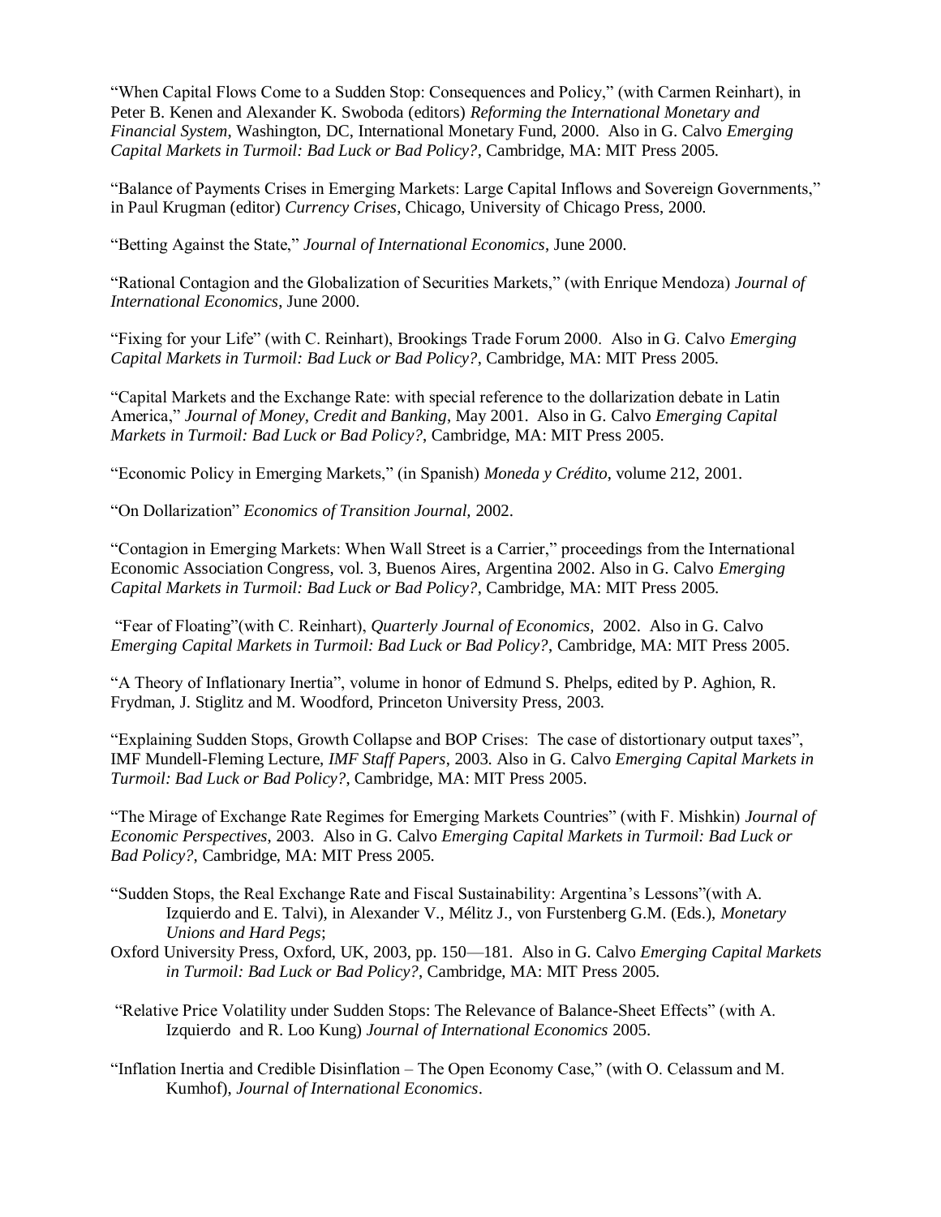"When Capital Flows Come to a Sudden Stop: Consequences and Policy," (with Carmen Reinhart), in Peter B. Kenen and Alexander K. Swoboda (editors) *Reforming the International Monetary and Financial System*, Washington, DC, International Monetary Fund, 2000. Also in G. Calvo *Emerging Capital Markets in Turmoil: Bad Luck or Bad Policy?*, Cambridge, MA: MIT Press 2005.

"Balance of Payments Crises in Emerging Markets: Large Capital Inflows and Sovereign Governments," in Paul Krugman (editor) *Currency Crises*, Chicago, University of Chicago Press, 2000.

"Betting Against the State," *Journal of International Economics*, June 2000.

"Rational Contagion and the Globalization of Securities Markets," (with Enrique Mendoza) *Journal of International Economics*, June 2000.

"Fixing for your Life" (with C. Reinhart), Brookings Trade Forum 2000. Also in G. Calvo *Emerging Capital Markets in Turmoil: Bad Luck or Bad Policy?*, Cambridge, MA: MIT Press 2005.

"Capital Markets and the Exchange Rate: with special reference to the dollarization debate in Latin America," *Journal of Money, Credit and Banking*, May 2001. Also in G. Calvo *Emerging Capital Markets in Turmoil: Bad Luck or Bad Policy?*, Cambridge, MA: MIT Press 2005.

"Economic Policy in Emerging Markets," (in Spanish) *Moneda y Crédito*, volume 212, 2001.

"On Dollarization" *Economics of Transition Journal,* 2002.

"Contagion in Emerging Markets: When Wall Street is a Carrier," proceedings from the International Economic Association Congress, vol. 3, Buenos Aires, Argentina 2002. Also in G. Calvo *Emerging Capital Markets in Turmoil: Bad Luck or Bad Policy?*, Cambridge, MA: MIT Press 2005.

"Fear of Floating"(with C. Reinhart), *Quarterly Journal of Economics,* 2002. Also in G. Calvo *Emerging Capital Markets in Turmoil: Bad Luck or Bad Policy?*, Cambridge, MA: MIT Press 2005.

"A Theory of Inflationary Inertia", volume in honor of Edmund S. Phelps, edited by P. Aghion, R. Frydman, J. Stiglitz and M. Woodford, Princeton University Press, 2003.

"Explaining Sudden Stops, Growth Collapse and BOP Crises: The case of distortionary output taxes", IMF Mundell-Fleming Lecture, *IMF Staff Papers*, 2003. Also in G. Calvo *Emerging Capital Markets in Turmoil: Bad Luck or Bad Policy?,* Cambridge, MA: MIT Press 2005.

"The Mirage of Exchange Rate Regimes for Emerging Markets Countries" (with F. Mishkin) *Journal of Economic Perspectives*, 2003. Also in G. Calvo *Emerging Capital Markets in Turmoil: Bad Luck or Bad Policy?*, Cambridge, MA: MIT Press 2005.

"Sudden Stops, the Real Exchange Rate and Fiscal Sustainability: Argentina's Lessons"(with A. Izquierdo and E. Talvi), in Alexander V., Mélitz J., von Furstenberg G.M. (Eds.), *Monetary Unions and Hard Pegs*;
Oxford University Press, Oxford, UK, 2003, pp. 150—181. Also in G. Calvo *Emerging Capital Markets in Turmoil: Bad Luck or Bad Policy?*, Cambridge, MA: MIT Press 2005.

"Relative Price Volatility under Sudden Stops: The Relevance of Balance-Sheet Effects" (with A. Izquierdo and R. Loo Kung) *Journal of International Economics* 2005.

"Inflation Inertia and Credible Disinflation – The Open Economy Case," (with O. Celassum and M. Kumhof), *Journal of International Economics*.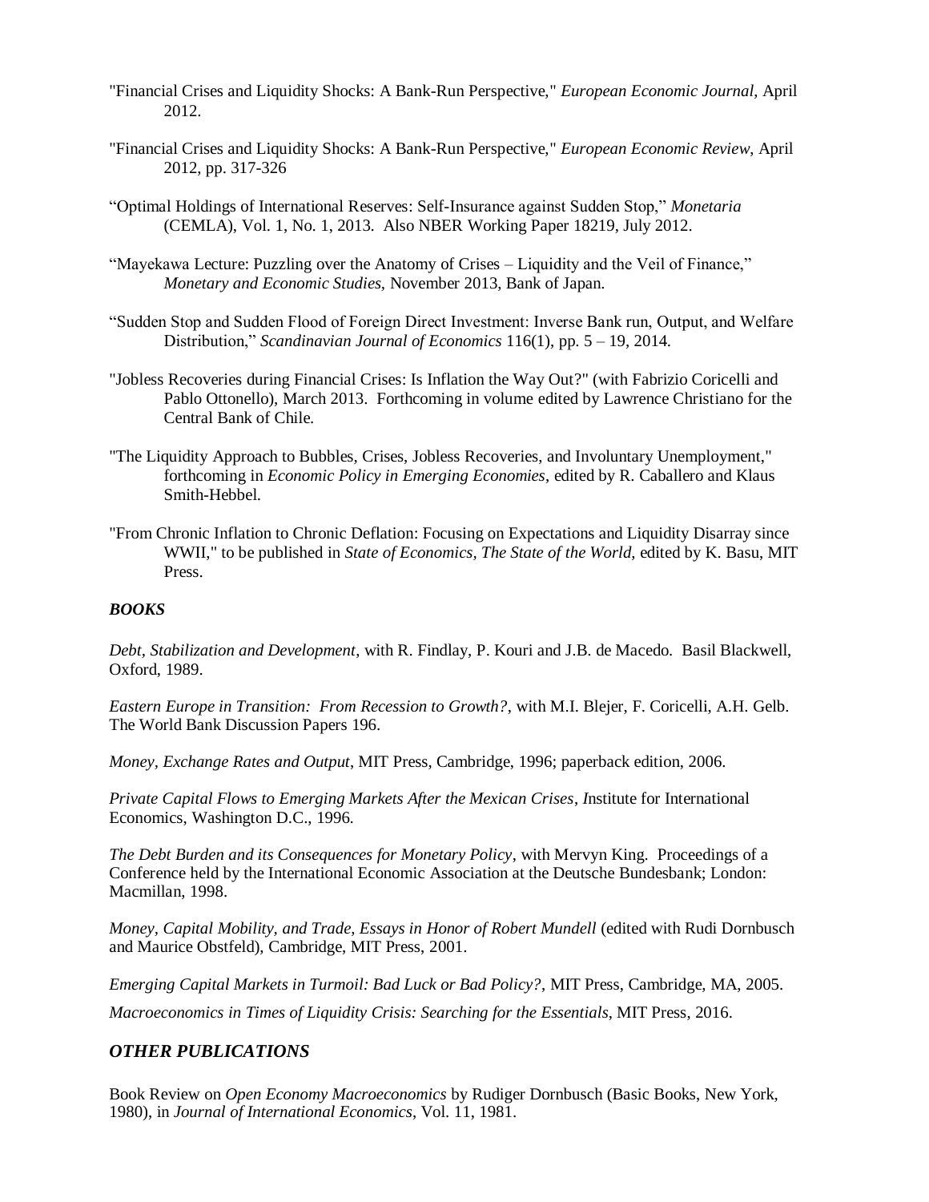"Financial Crises and Liquidity Shocks: A Bank-Run Perspective," *European Economic Journal*, April 2012.

"Financial Crises and Liquidity Shocks: A Bank-Run Perspective," *European Economic Review*, April 2012, pp. 317-326

"Optimal Holdings of International Reserves: Self-Insurance against Sudden Stop," *Monetaria* (CEMLA), Vol. 1, No. 1, 2013. Also NBER Working Paper 18219, July 2012.

"Mayekawa Lecture: Puzzling over the Anatomy of Crises – Liquidity and the Veil of Finance," *Monetary and Economic Studies*, November 2013, Bank of Japan.

"Sudden Stop and Sudden Flood of Foreign Direct Investment: Inverse Bank run, Output, and Welfare Distribution," *Scandinavian Journal of Economics* 116(1), pp. 5 – 19, 2014.

"Jobless Recoveries during Financial Crises: Is Inflation the Way Out?" (with Fabrizio Coricelli and Pablo Ottonello), March 2013. Forthcoming in volume edited by Lawrence Christiano for the Central Bank of Chile.

"The Liquidity Approach to Bubbles, Crises, Jobless Recoveries, and Involuntary Unemployment," forthcoming in *Economic Policy in Emerging Economies*, edited by R. Caballero and Klaus Smith-Hebbel.

"From Chronic Inflation to Chronic Deflation: Focusing on Expectations and Liquidity Disarray since WWII," to be published in *State of Economics, The State of the World*, edited by K. Basu, MIT Press.

### *BOOKS*

*Debt, Stabilization and Development*, with R. Findlay, P. Kouri and J.B. de Macedo. Basil Blackwell, Oxford, 1989.

*Eastern Europe in Transition: From Recession to Growth?*, with M.I. Blejer, F. Coricelli, A.H. Gelb. The World Bank Discussion Papers 196.

*Money, Exchange Rates and Output*, MIT Press, Cambridge, 1996; paperback edition, 2006.

*Private Capital Flows to Emerging Markets After the Mexican Crises*, *I*nstitute for International Economics, Washington D.C., 1996.

*The Debt Burden and its Consequences for Monetary Policy*, with Mervyn King. Proceedings of a Conference held by the International Economic Association at the Deutsche Bundesbank; London: Macmillan, 1998.

*Money, Capital Mobility, and Trade, Essays in Honor of Robert Mundell* (edited with Rudi Dornbusch and Maurice Obstfeld), Cambridge, MIT Press, 2001.

*Emerging Capital Markets in Turmoil: Bad Luck or Bad Policy?*, MIT Press, Cambridge, MA, 2005.

*Macroeconomics in Times of Liquidity Crisis: Searching for the Essentials*, MIT Press, 2016.

## *OTHER PUBLICATIONS*

Book Review on *Open Economy Macroeconomics* by Rudiger Dornbusch (Basic Books, New York, 1980), in *Journal of International Economics*, Vol. 11, 1981.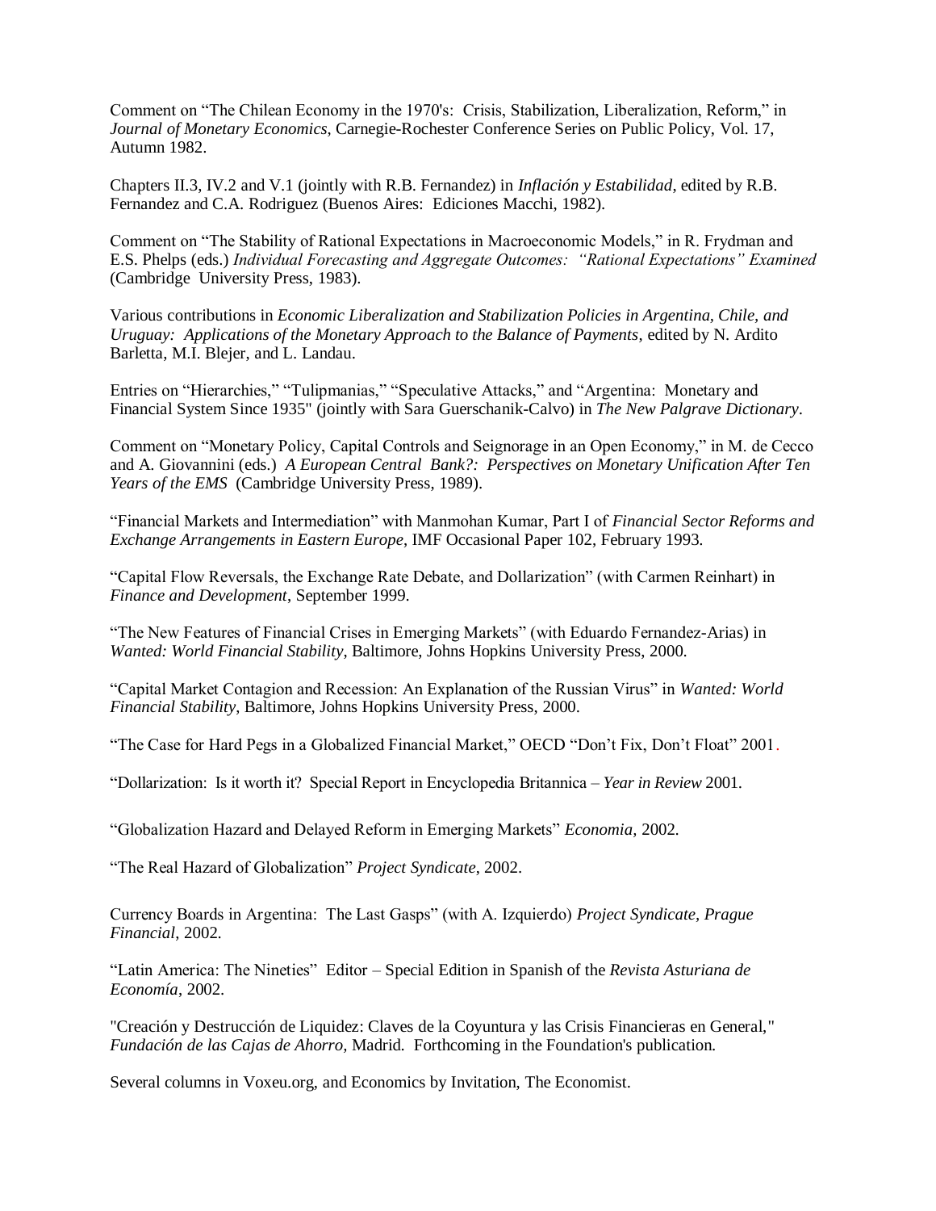Comment on "The Chilean Economy in the 1970's: Crisis, Stabilization, Liberalization, Reform," in *Journal of Monetary Economics*, Carnegie-Rochester Conference Series on Public Policy, Vol. 17, Autumn 1982.

Chapters II.3, IV.2 and V.1 (jointly with R.B. Fernandez) in *Inflación y Estabilidad*, edited by R.B. Fernandez and C.A. Rodriguez (Buenos Aires: Ediciones Macchi, 1982).

Comment on "The Stability of Rational Expectations in Macroeconomic Models," in R. Frydman and E.S. Phelps (eds.) *Individual Forecasting and Aggregate Outcomes: "Rational Expectations" Examined* (Cambridge University Press, 1983).

Various contributions in *Economic Liberalization and Stabilization Policies in Argentina, Chile, and Uruguay: Applications of the Monetary Approach to the Balance of Payments*, edited by N. Ardito Barletta, M.I. Blejer, and L. Landau.

Entries on "Hierarchies," "Tulipmanias," "Speculative Attacks," and "Argentina: Monetary and Financial System Since 1935" (jointly with Sara Guerschanik-Calvo) in *The New Palgrave Dictionary*.

Comment on "Monetary Policy, Capital Controls and Seignorage in an Open Economy," in M. de Cecco and A. Giovannini (eds.) *A European Central Bank?: Perspectives on Monetary Unification After Ten Years of the EMS* (Cambridge University Press, 1989).

"Financial Markets and Intermediation" with Manmohan Kumar, Part I of *Financial Sector Reforms and Exchange Arrangements in Eastern Europe*, IMF Occasional Paper 102, February 1993.

"Capital Flow Reversals, the Exchange Rate Debate, and Dollarization" (with Carmen Reinhart) in *Finance and Development*, September 1999.

"The New Features of Financial Crises in Emerging Markets" (with Eduardo Fernandez-Arias) in *Wanted: World Financial Stability*, Baltimore, Johns Hopkins University Press, 2000.

"Capital Market Contagion and Recession: An Explanation of the Russian Virus" in *Wanted: World Financial Stability*, Baltimore, Johns Hopkins University Press, 2000.

"The Case for Hard Pegs in a Globalized Financial Market," OECD "Don't Fix, Don't Float" 2001.

"Dollarization: Is it worth it? Special Report in Encyclopedia Britannica – *Year in Review* 2001.

"Globalization Hazard and Delayed Reform in Emerging Markets" *Economia,* 2002.

"The Real Hazard of Globalization" *Project Syndicate*, 2002.

Currency Boards in Argentina: The Last Gasps" (with A. Izquierdo) *Project Syndicate, Prague Financial,* 2002.

"Latin America: The Nineties" Editor – Special Edition in Spanish of the *Revista Asturiana de Economía,* 2002.

"Creación y Destrucción de Liquidez: Claves de la Coyuntura y las Crisis Financieras en General," *Fundación de las Cajas de Ahorro,* Madrid. Forthcoming in the Foundation's publication.

Several columns in Voxeu.org, and Economics by Invitation, The Economist.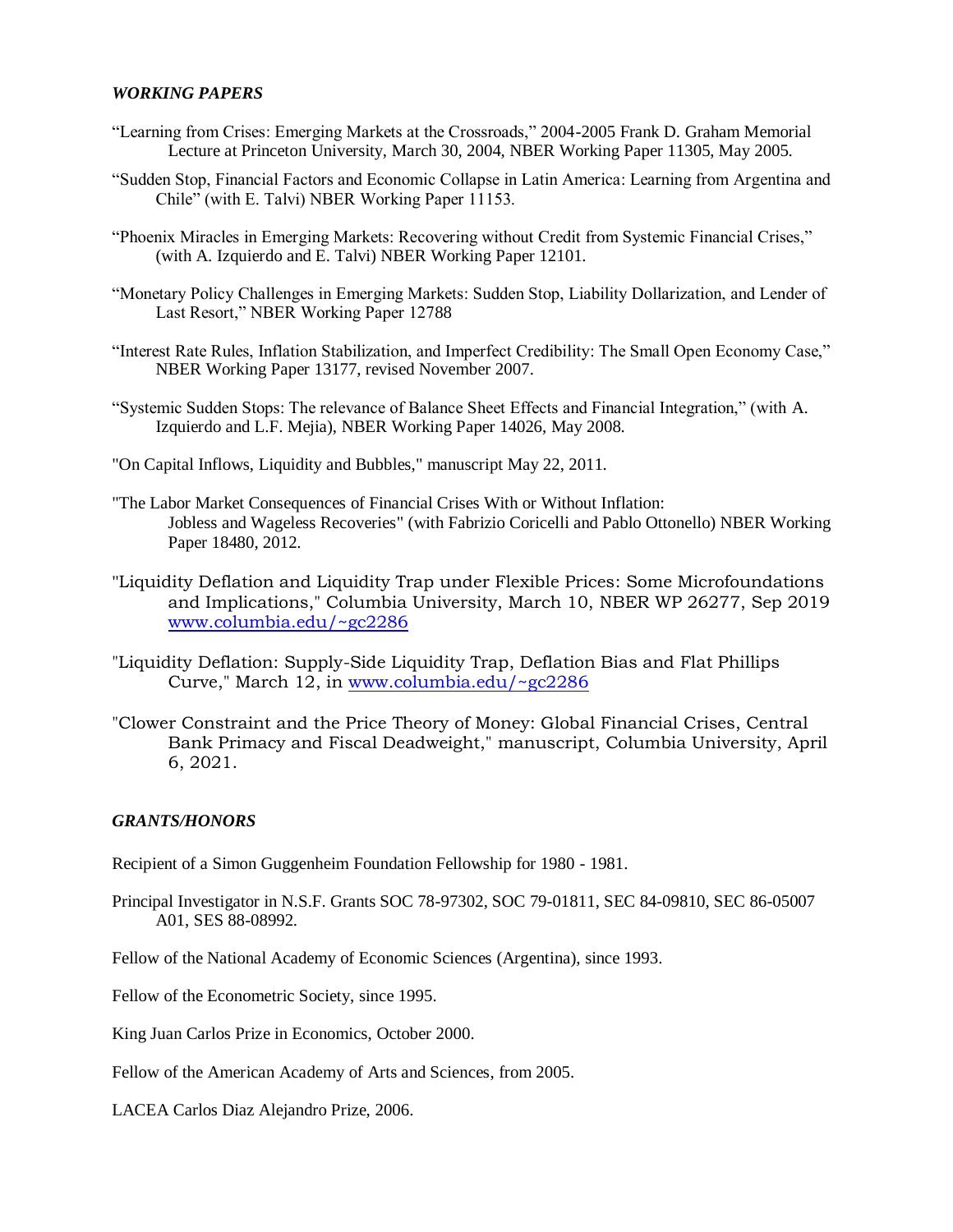### *WORKING PAPERS*

"Learning from Crises: Emerging Markets at the Crossroads," 2004-2005 Frank D. Graham Memorial Lecture at Princeton University, March 30, 2004, NBER Working Paper 11305, May 2005.

"Sudden Stop, Financial Factors and Economic Collapse in Latin America: Learning from Argentina and Chile" (with E. Talvi) NBER Working Paper 11153.

"Phoenix Miracles in Emerging Markets: Recovering without Credit from Systemic Financial Crises," (with A. Izquierdo and E. Talvi) NBER Working Paper 12101.

"Monetary Policy Challenges in Emerging Markets: Sudden Stop, Liability Dollarization, and Lender of Last Resort," NBER Working Paper 12788

"Interest Rate Rules, Inflation Stabilization, and Imperfect Credibility: The Small Open Economy Case," NBER Working Paper 13177, revised November 2007.

"Systemic Sudden Stops: The relevance of Balance Sheet Effects and Financial Integration," (with A. Izquierdo and L.F. Mejia), NBER Working Paper 14026, May 2008.

"On Capital Inflows, Liquidity and Bubbles," manuscript May 22, 2011.

"The Labor Market Consequences of Financial Crises With or Without Inflation: Jobless and Wageless Recoveries" (with Fabrizio Coricelli and Pablo Ottonello) NBER Working Paper 18480, 2012.

"Liquidity Deflation and Liquidity Trap under Flexible Prices: Some Microfoundations and Implications," Columbia University, March 10, NBER WP 26277, Sep 2019 www.columbia.edu/~gc2286

"Liquidity Deflation: Supply-Side Liquidity Trap, Deflation Bias and Flat Phillips Curve," March 12, in www.columbia.edu/~gc2286

"Clower Constraint and the Price Theory of Money: Global Financial Crises, Central Bank Primacy and Fiscal Deadweight," manuscript, Columbia University, April 6, 2021.

### *GRANTS/HONORS*

Recipient of a Simon Guggenheim Foundation Fellowship for 1980 - 1981.

Principal Investigator in N.S.F. Grants SOC 78-97302, SOC 79-01811, SEC 84-09810, SEC 86-05007 A01, SES 88-08992.

Fellow of the National Academy of Economic Sciences (Argentina), since 1993.

Fellow of the Econometric Society, since 1995.

King Juan Carlos Prize in Economics, October 2000.

Fellow of the American Academy of Arts and Sciences, from 2005.

LACEA Carlos Diaz Alejandro Prize, 2006.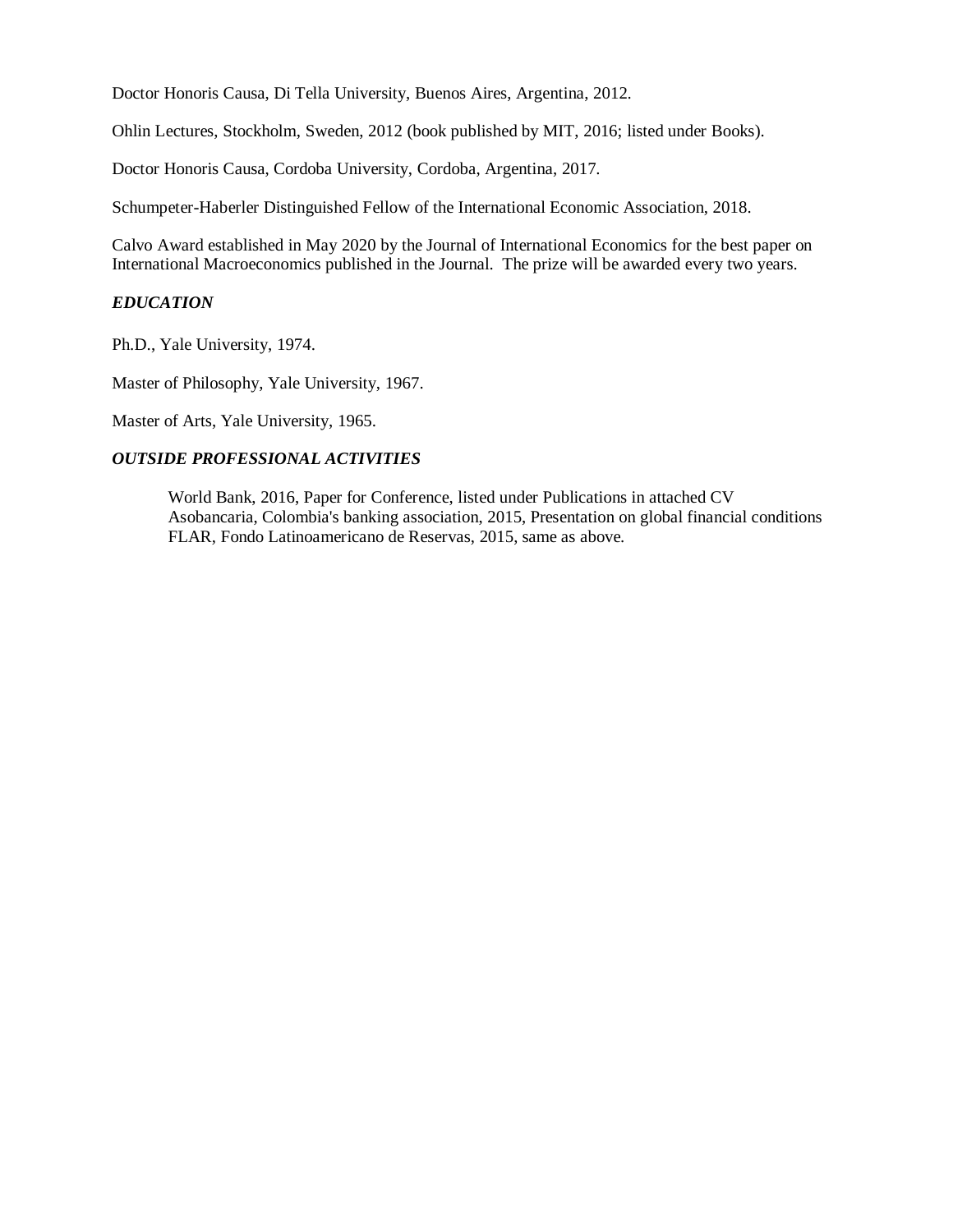Doctor Honoris Causa, Di Tella University, Buenos Aires, Argentina, 2012.

Ohlin Lectures, Stockholm, Sweden, 2012 (book published by MIT, 2016; listed under Books).

Doctor Honoris Causa, Cordoba University, Cordoba, Argentina, 2017.

Schumpeter-Haberler Distinguished Fellow of the International Economic Association, 2018.

Calvo Award established in May 2020 by the Journal of International Economics for the best paper on International Macroeconomics published in the Journal. The prize will be awarded every two years.

### *EDUCATION*

Ph.D., Yale University, 1974.

Master of Philosophy, Yale University, 1967.

Master of Arts, Yale University, 1965.

### *OUTSIDE PROFESSIONAL ACTIVITIES*

World Bank, 2016, Paper for Conference, listed under Publications in attached CV
Asobancaria, Colombia's banking association, 2015, Presentation on global financial conditions
FLAR, Fondo Latinoamericano de Reservas, 2015, same as above.